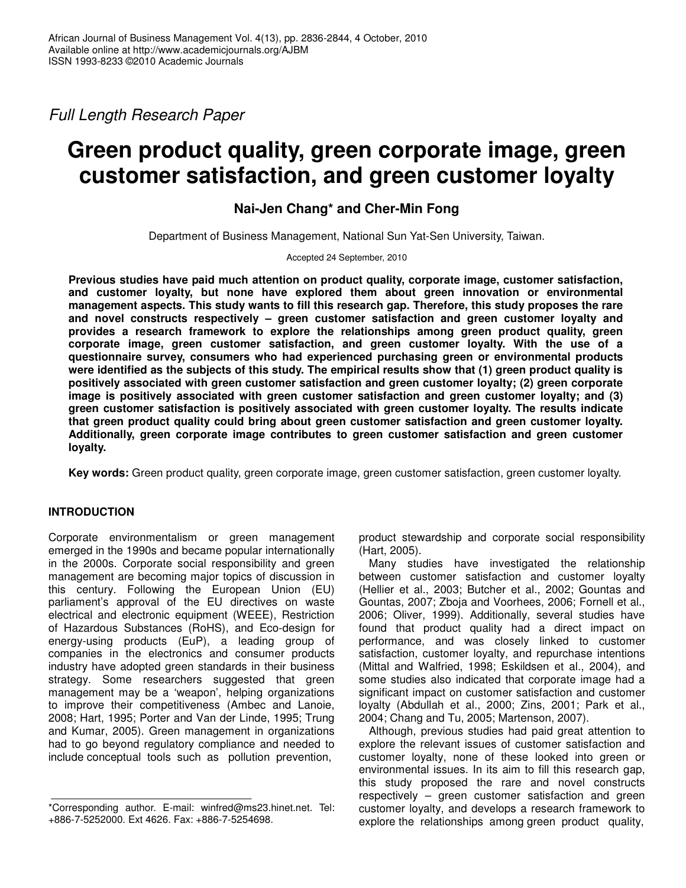*Full Length Research Paper*

# Green product quality, green corporate image, green customer satisfaction, and green customer loyalty

**Nai-Jen Chang\* and Cher-Min Fong**

Department of Business Management, National Sun Yat-Sen University, Taiwan.

Accepted 24 September, 2010

**Previous studies have paid much attention on product quality, corporate image, customer satisfaction, and customer loyalty, but none have explored them about green innovation or environmental management aspects. This study wants to fill this research gap. Therefore, this study proposes the rare and novel constructs respectively – green customer satisfaction and green customer loyalty and provides a research framework to explore the relationships among green product quality, green corporate image, green customer satisfaction, and green customer loyalty. With the use of a questionnaire survey, consumers who had experienced purchasing green or environmental products were identified as the subjects of this study. The empirical results show that (1) green product quality is positively associated with green customer satisfaction and green customer loyalty; (2) green corporate image is positively associated with green customer satisfaction and green customer loyalty; and (3) green customer satisfaction is positively associated with green customer loyalty. The results indicate that green product quality could bring about green customer satisfaction and green customer loyalty. Additionally, green corporate image contributes to green customer satisfaction and green customer loyalty.**

**Key words:** Green product quality, green corporate image, green customer satisfaction, green customer loyalty.

## INTRODUCTION

Corporate environmentalism or green management emerged in the 1990s and became popular internationally in the 2000s. Corporate social responsibility and green management are becoming major topics of discussion in this century. Following the European Union (EU) parliament's approval of the EU directives on waste electrical and electronic equipment (WEEE), Restriction of Hazardous Substances (RoHS), and Eco-design for energy-using products (EuP), a leading group of companies in the electronics and consumer products industry have adopted green standards in their business strategy. Some researchers suggested that green management may be a 'weapon', helping organizations to improve their competitiveness (Ambec and Lanoie, 2008; Hart, 1995; Porter and Van der Linde, 1995; Trung and Kumar, 2005). Green management in organizations had to go beyond regulatory compliance and needed to include conceptual tools such as pollution prevention, product stewardship and corporate social responsibility (Hart, 2005).

Many studies have investigated the relationship between customer satisfaction and customer loyalty (Hellier et al., 2003; Butcher et al., 2002; Gountas and Gountas, 2007; Zboja and Voorhees, 2006; Fornell et al., 2006; Oliver, 1999). Additionally, several studies have found that product quality had a direct impact on performance, and was closely linked to customer satisfaction, customer loyalty, and repurchase intentions (Mittal and Walfried, 1998; Eskildsen et al., 2004), and some studies also indicated that corporate image had a significant impact on customer satisfaction and customer loyalty (Abdullah et al., 2000; Zins, 2001; Park et al., 2004; Chang and Tu, 2005; Martenson, 2007).

Although, previous studies had paid great attention to explore the relevant issues of customer satisfaction and customer loyalty, none of these looked into green or environmental issues. In its aim to fill this research gap, this study proposed the rare and novel constructs respectively – green customer satisfaction and green customer loyalty, and develops a research framework to explore the relationships among green product quality,

\*Corresponding author. E-mail: winfred@ms23.hinet.net. Tel: +886-7-5252000. Ext 4626. Fax: +886-7-5254698.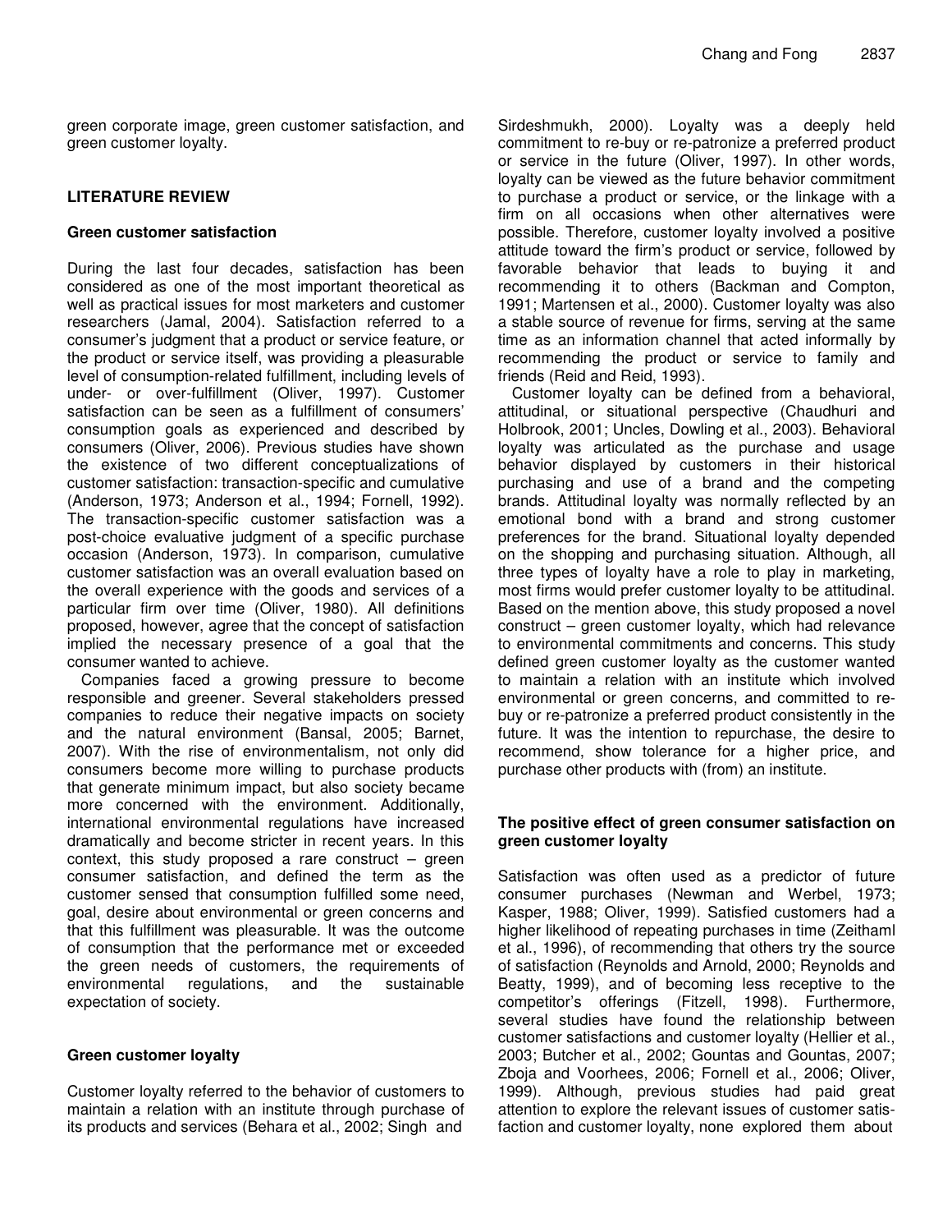green corporate image, green customer satisfaction, and green customer loyalty.

## LITERATURE REVIEW

### Green customer satisfaction

During the last four decades, satisfaction has been considered as one of the most important theoretical as well as practical issues for most marketers and customer researchers (Jamal, 2004). Satisfaction referred to a consumer's judgment that a product or service feature, or the product or service itself, was providing a pleasurable level of consumption-related fulfillment, including levels of under- or over-fulfillment (Oliver, 1997). Customer satisfaction can be seen as a fulfillment of consumers' consumption goals as experienced and described by consumers (Oliver, 2006). Previous studies have shown the existence of two different conceptualizations of customer satisfaction: transaction-specific and cumulative (Anderson, 1973; Anderson et al., 1994; Fornell, 1992). The transaction-specific customer satisfaction was a post-choice evaluative judgment of a specific purchase occasion (Anderson, 1973). In comparison, cumulative customer satisfaction was an overall evaluation based on the overall experience with the goods and services of a particular firm over time (Oliver, 1980). All definitions proposed, however, agree that the concept of satisfaction implied the necessary presence of a goal that the consumer wanted to achieve.

Companies faced a growing pressure to become responsible and greener. Several stakeholders pressed companies to reduce their negative impacts on society and the natural environment (Bansal, 2005; Barnet, 2007). With the rise of environmentalism, not only did consumers become more willing to purchase products that generate minimum impact, but also society became more concerned with the environment. Additionally, international environmental regulations have increased dramatically and become stricter in recent years. In this context, this study proposed a rare construct – green consumer satisfaction, and defined the term as the customer sensed that consumption fulfilled some need, goal, desire about environmental or green concerns and that this fulfillment was pleasurable. It was the outcome of consumption that the performance met or exceeded the green needs of customers, the requirements of environmental regulations, and the sustainable expectation of society.

### Green customer loyalty

Customer loyalty referred to the behavior of customers to maintain a relation with an institute through purchase of its products and services (Behara et al., 2002; Singh and Sirdeshmukh, 2000). Loyalty was a deeply held commitment to re-buy or re-patronize a preferred product or service in the future (Oliver, 1997). In other words, loyalty can be viewed as the future behavior commitment to purchase a product or service, or the linkage with a firm on all occasions when other alternatives were possible. Therefore, customer loyalty involved a positive attitude toward the firm's product or service, followed by favorable behavior that leads to buying it and recommending it to others (Backman and Compton, 1991; Martensen et al., 2000). Customer loyalty was also a stable source of revenue for firms, serving at the same time as an information channel that acted informally by recommending the product or service to family and friends (Reid and Reid, 1993).

Customer loyalty can be defined from a behavioral, attitudinal, or situational perspective (Chaudhuri and Holbrook, 2001; Uncles, Dowling et al., 2003). Behavioral loyalty was articulated as the purchase and usage behavior displayed by customers in their historical purchasing and use of a brand and the competing brands. Attitudinal loyalty was normally reflected by an emotional bond with a brand and strong customer preferences for the brand. Situational loyalty depended on the shopping and purchasing situation. Although, all three types of loyalty have a role to play in marketing, most firms would prefer customer loyalty to be attitudinal. Based on the mention above, this study proposed a novel construct – green customer loyalty, which had relevance to environmental commitments and concerns. This study defined green customer loyalty as the customer wanted to maintain a relation with an institute which involved environmental or green concerns, and committed to re-buy or re-patronize a preferred product consistently in the future. It was the intention to repurchase, the desire to recommend, show tolerance for a higher price, and purchase other products with (from) an institute.

### The positive effect of green consumer satisfaction on green customer loyalty

Satisfaction was often used as a predictor of future consumer purchases (Newman and Werbel, 1973; Kasper, 1988; Oliver, 1999). Satisfied customers had a higher likelihood of repeating purchases in time (Zeithaml et al., 1996), of recommending that others try the source of satisfaction (Reynolds and Arnold, 2000; Reynolds and Beatty, 1999), and of becoming less receptive to the competitor's offerings (Fitzell, 1998). Furthermore, several studies have found the relationship between customer satisfactions and customer loyalty (Hellier et al., 2003; Butcher et al., 2002; Gountas and Gountas, 2007; Zboja and Voorhees, 2006; Fornell et al., 2006; Oliver, 1999). Although, previous studies had paid great attention to explore the relevant issues of customer satisfaction and customer loyalty, none explored them about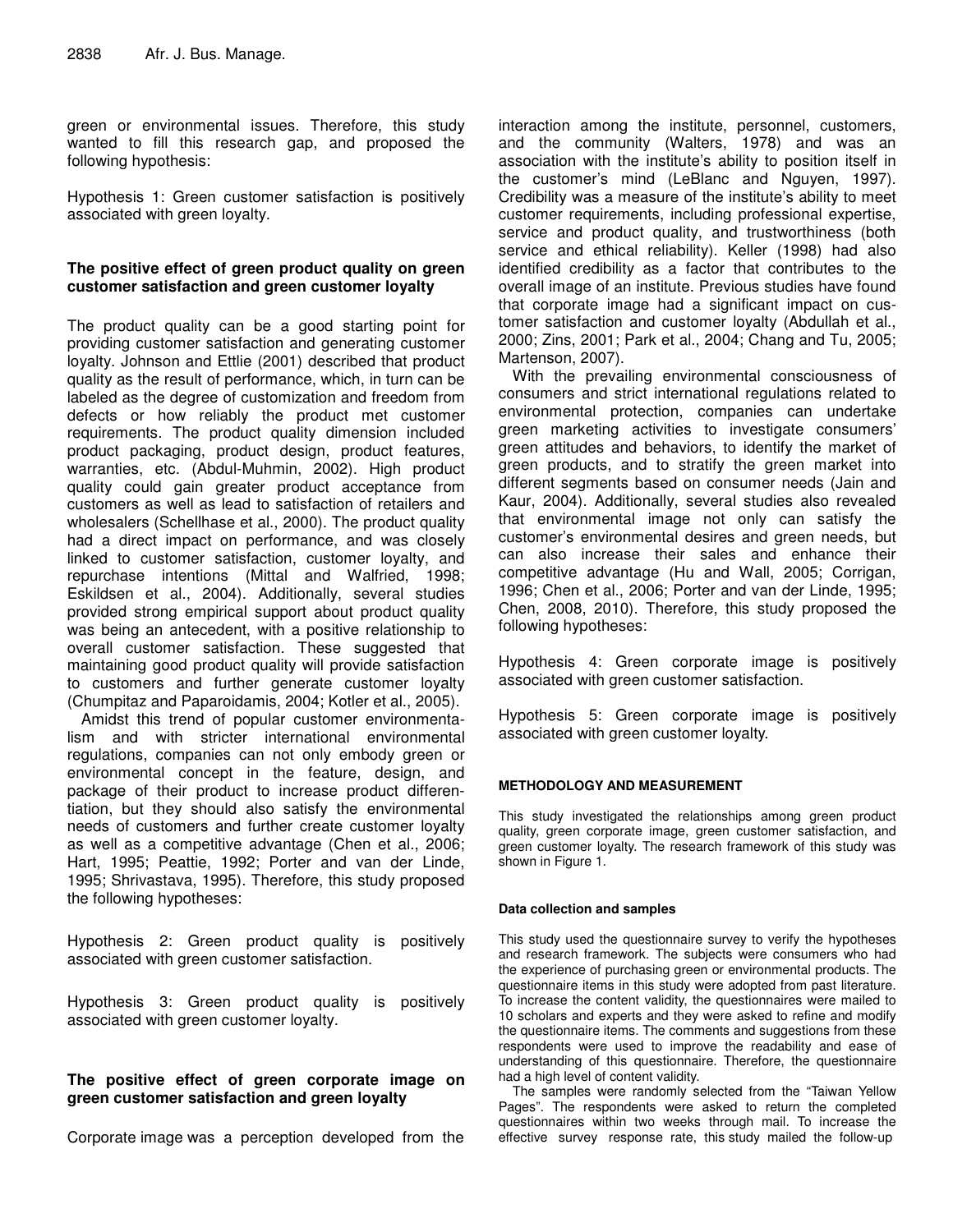green or environmental issues. Therefore, this study wanted to fill this research gap, and proposed the following hypothesis:

Hypothesis 1: Green customer satisfaction is positively associated with green loyalty.

### The positive effect of green product quality on green customer satisfaction and green customer loyalty

The product quality can be a good starting point for providing customer satisfaction and generating customer loyalty. Johnson and Ettlie (2001) described that product quality as the result of performance, which, in turn can be labeled as the degree of customization and freedom from defects or how reliably the product met customer requirements. The product quality dimension included product packaging, product design, product features, warranties, etc. (Abdul-Muhmin, 2002). High product quality could gain greater product acceptance from customers as well as lead to satisfaction of retailers and wholesalers (Schellhase et al., 2000). The product quality had a direct impact on performance, and was closely linked to customer satisfaction, customer loyalty, and repurchase intentions (Mittal and Walfried, 1998; Eskildsen et al., 2004). Additionally, several studies provided strong empirical support about product quality was being an antecedent, with a positive relationship to overall customer satisfaction. These suggested that maintaining good product quality will provide satisfaction to customers and further generate customer loyalty (Chumpitaz and Paparoidamis, 2004; Kotler et al., 2005).

Amidst this trend of popular customer environmentalism and with stricter international environmental regulations, companies can not only embody green or environmental concept in the feature, design, and package of their product to increase product differentiation, but they should also satisfy the environmental needs of customers and further create customer loyalty as well as a competitive advantage (Chen et al., 2006; Hart, 1995; Peattie, 1992; Porter and van der Linde, 1995; Shrivastava, 1995). Therefore, this study proposed the following hypotheses:

Hypothesis 2: Green product quality is positively associated with green customer satisfaction.

Hypothesis 3: Green product quality is positively associated with green customer loyalty.

### The positive effect of green corporate image on green customer satisfaction and green loyalty

Corporate image was a perception developed from the interaction among the institute, personnel, customers, and the community (Walters, 1978) and was an association with the institute's ability to position itself in the customer's mind (LeBlanc and Nguyen, 1997). Credibility was a measure of the institute's ability to meet customer requirements, including professional expertise, service and product quality, and trustworthiness (both service and ethical reliability). Keller (1998) had also identified credibility as a factor that contributes to the overall image of an institute. Previous studies have found that corporate image had a significant impact on customer satisfaction and customer loyalty (Abdullah et al., 2000; Zins, 2001; Park et al., 2004; Chang and Tu, 2005; Martenson, 2007).

With the prevailing environmental consciousness of consumers and strict international regulations related to environmental protection, companies can undertake green marketing activities to investigate consumers' green attitudes and behaviors, to identify the market of green products, and to stratify the green market into different segments based on consumer needs (Jain and Kaur, 2004). Additionally, several studies also revealed that environmental image not only can satisfy the customer's environmental desires and green needs, but can also increase their sales and enhance their competitive advantage (Hu and Wall, 2005; Corrigan, 1996; Chen et al., 2006; Porter and van der Linde, 1995; Chen, 2008, 2010). Therefore, this study proposed the following hypotheses:

Hypothesis 4: Green corporate image is positively associated with green customer satisfaction.

Hypothesis 5: Green corporate image is positively associated with green customer loyalty.

## METHODOLOGY AND MEASUREMENT

This study investigated the relationships among green product quality, green corporate image, green customer satisfaction, and green customer loyalty. The research framework of this study was shown in Figure 1.

### Data collection and samples

This study used the questionnaire survey to verify the hypotheses and research framework. The subjects were consumers who had the experience of purchasing green or environmental products. The questionnaire items in this study were adopted from past literature. To increase the content validity, the questionnaires were mailed to 10 scholars and experts and they were asked to refine and modify the questionnaire items. The comments and suggestions from these respondents were used to improve the readability and ease of understanding of this questionnaire. Therefore, the questionnaire had a high level of content validity.

The samples were randomly selected from the "Taiwan Yellow Pages". The respondents were asked to return the completed questionnaires within two weeks through mail. To increase the effective survey response rate, this study mailed the follow-up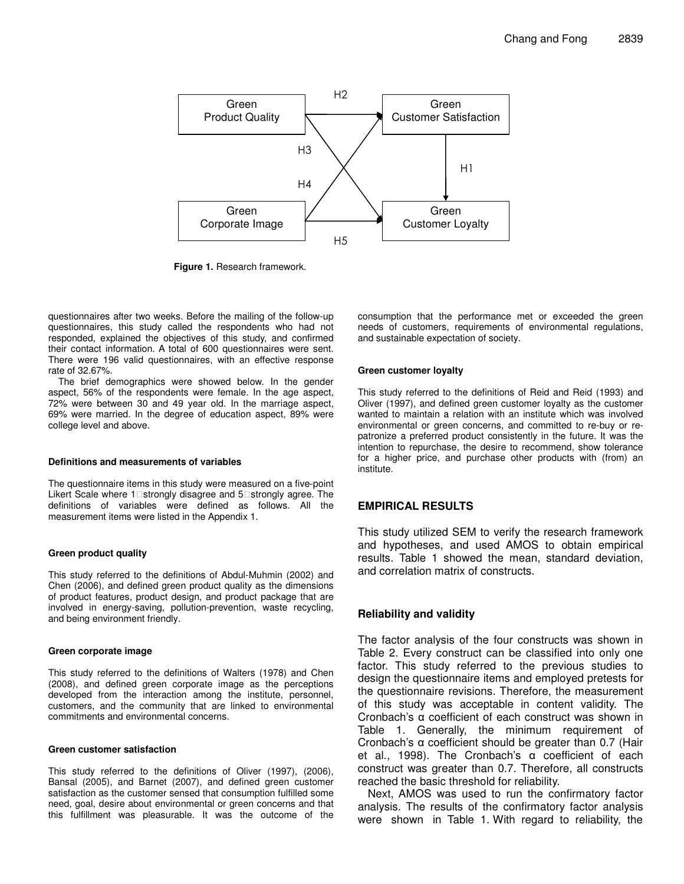Figure 1. Research framework.

questionnaires after two weeks. Before the mailing of the follow-up questionnaires, this study called the respondents who had not responded, explained the objectives of this study, and confirmed their contact information. A total of 600 questionnaires were sent. There were 196 valid questionnaires, with an effective response rate of 32.67%.

The brief demographics were showed below. In the gender aspect, 56% of the respondents were female. In the age aspect, 72% were between 30 and 49 year old. In the marriage aspect, 69% were married. In the degree of education aspect, 89% were college level and above.

#### Definitions and measurements of variables

The questionnaire items in this study were measured on a five-point Likert Scale where 1=strongly disagree and 5=strongly agree. The definitions of variables were defined as follows. All the measurement items were listed in the Appendix 1.

#### Green product quality

This study referred to the definitions of Abdul-Muhmin (2002) and Chen (2006), and defined green product quality as the dimensions of product features, product design, and product package that are involved in energy-saving, pollution-prevention, waste recycling, and being environment friendly.

#### Green corporate image

This study referred to the definitions of Walters (1978) and Chen (2008), and defined green corporate image as the perceptions developed from the interaction among the institute, personnel, customers, and the community that are linked to environmental commitments and environmental concerns.

#### Green customer satisfaction

This study referred to the definitions of Oliver (1997), (2006), Bansal (2005), and Barnet (2007), and defined green customer satisfaction as the customer sensed that consumption fulfilled some need, goal, desire about environmental or green concerns and that this fulfillment was pleasurable. It was the outcome of the consumption that the performance met or exceeded the green needs of customers, requirements of environmental regulations, and sustainable expectation of society.

#### Green customer loyalty

This study referred to the definitions of Reid and Reid (1993) and Oliver (1997), and defined green customer loyalty as the customer wanted to maintain a relation with an institute which was involved environmental or green concerns, and committed to re-buy or re-patronize a preferred product consistently in the future. It was the intention to repurchase, the desire to recommend, show tolerance for a higher price, and purchase other products with (from) an institute.

## EMPIRICAL RESULTS

This study utilized SEM to verify the research framework and hypotheses, and used AMOS to obtain empirical results. Table 1 showed the mean, standard deviation, and correlation matrix of constructs.

### Reliability and validity

The factor analysis of the four constructs was shown in Table 2. Every construct can be classified into only one factor. This study referred to the previous studies to design the questionnaire items and employed pretests for the questionnaire revisions. Therefore, the measurement of this study was acceptable in content validity. The Cronbach's α coefficient of each construct was shown in Table 1. Generally, the minimum requirement of Cronbach's α coefficient should be greater than 0.7 (Hair et al., 1998). The Cronbach's α coefficient of each construct was greater than 0.7. Therefore, all constructs reached the basic threshold for reliability.

Next, AMOS was used to run the confirmatory factor analysis. The results of the confirmatory factor analysis were shown in Table 1. With regard to reliability, the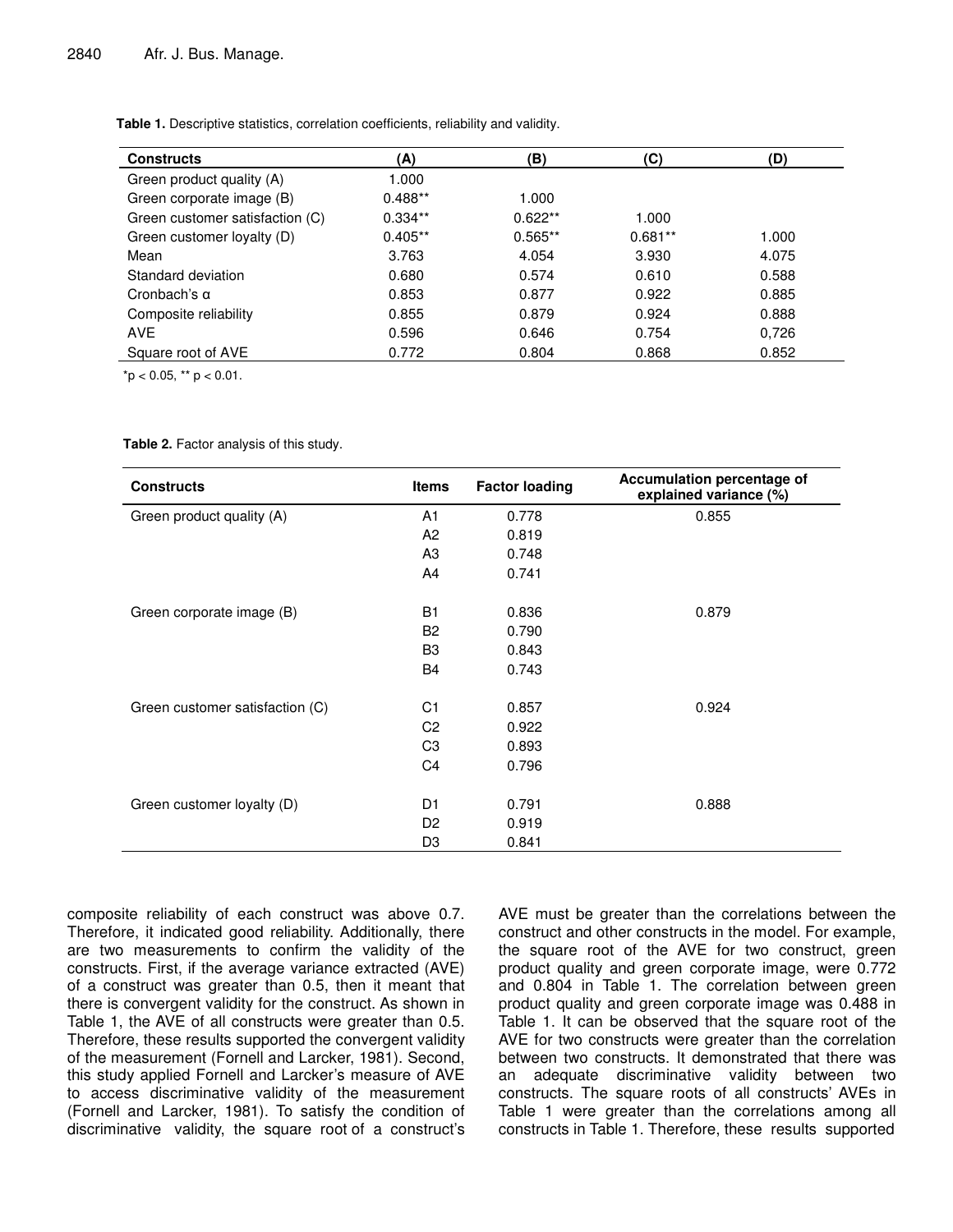**Table 1.** Descriptive statistics, correlation coefficients, reliability and validity.

| Constructs | (A) | (B) | (C) | (D) |
|---|---|---|---|---|
| Green product quality (A) | 1.000 | | | |
| Green corporate image (B) | 0.488** | 1.000 | | |
| Green customer satisfaction (C) | 0.334** | 0.622** | 1.000 | |
| Green customer loyalty (D) | 0.405** | 0.565** | 0.681** | 1.000 |
| Mean | 3.763 | 4.054 | 3.930 | 4.075 |
| Standard deviation | 0.680 | 0.574 | 0.610 | 0.588 |
| Cronbach's α | 0.853 | 0.877 | 0.922 | 0.885 |
| Composite reliability | 0.855 | 0.879 | 0.924 | 0.888 |
| AVE | 0.596 | 0.646 | 0.754 | 0,726 |
| Square root of AVE | 0.772 | 0.804 | 0.868 | 0.852 |

*$p < 0.05$, ** $p < 0.01$.

**Table 2.** Factor analysis of this study.

| Constructs | Items | Factor loading | Accumulation percentage of explained variance (%) |
|---|---|---|---|
| Green product quality (A) | A1 | 0.778 | 0.855 |
| | A2 | 0.819 | |
| | A3 | 0.748 | |
| | A4 | 0.741 | |
| Green corporate image (B) | B1 | 0.836 | 0.879 |
| | B2 | 0.790 | |
| | B3 | 0.843 | |
| | B4 | 0.743 | |
| Green customer satisfaction (C) | C1 | 0.857 | 0.924 |
| | C2 | 0.922 | |
| | C3 | 0.893 | |
| | C4 | 0.796 | |
| Green customer loyalty (D) | D1 | 0.791 | 0.888 |
| | D2 | 0.919 | |
| | D3 | 0.841 | |

composite reliability of each construct was above 0.7. Therefore, it indicated good reliability. Additionally, there are two measurements to confirm the validity of the constructs. First, if the average variance extracted (AVE) of a construct was greater than 0.5, then it meant that there is convergent validity for the construct. As shown in Table 1, the AVE of all constructs were greater than 0.5. Therefore, these results supported the convergent validity of the measurement (Fornell and Larcker, 1981). Second, this study applied Fornell and Larcker's measure of AVE to access discriminative validity of the measurement (Fornell and Larcker, 1981). To satisfy the condition of discriminative validity, the square root of a construct's AVE must be greater than the correlations between the construct and other constructs in the model. For example, the square root of the AVE for two construct, green product quality and green corporate image, were 0.772 and 0.804 in Table 1. The correlation between green product quality and green corporate image was 0.488 in Table 1. It can be observed that the square root of the AVE for two constructs were greater than the correlation between two constructs. It demonstrated that there was an adequate discriminative validity between two constructs. The square roots of all constructs' AVEs in Table 1 were greater than the correlations among all constructs in Table 1. Therefore, these results supported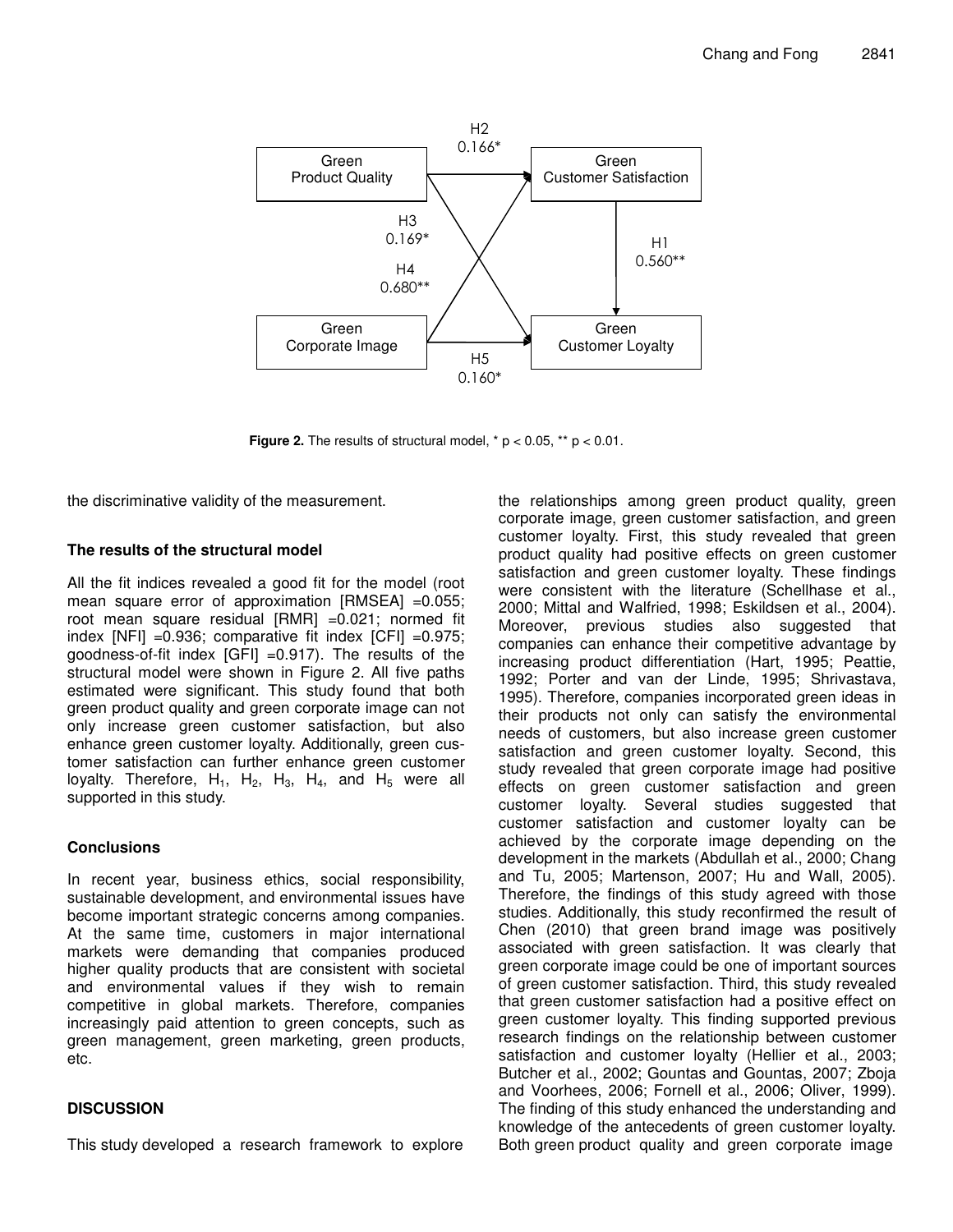H2
0.166*

Green Product Quality → Green Customer Satisfaction

H3
0.169*

H4
0.680**

H1
0.560**

Green Corporate Image → Green Customer Loyalty

H5
0.160*

**Figure 2.** The results of structural model, * $p < 0.05$, ** $p < 0.01$.

the discriminative validity of the measurement.

### The results of the structural model

All the fit indices revealed a good fit for the model (root mean square error of approximation [RMSEA] =0.055; root mean square residual [RMR] =0.021; normed fit index [NFI] =0.936; comparative fit index [CFI] =0.975; goodness-of-fit index [GFI] =0.917). The results of the structural model were shown in Figure 2. All five paths estimated were significant. This study found that both green product quality and green corporate image can not only increase green customer satisfaction, but also enhance green customer loyalty. Additionally, green customer satisfaction can further enhance green customer loyalty. Therefore, $H_1$, $H_2$, $H_3$, $H_4$, and $H_5$ were all supported in this study.

### Conclusions

In recent year, business ethics, social responsibility, sustainable development, and environmental issues have become important strategic concerns among companies. At the same time, customers in major international markets were demanding that companies produced higher quality products that are consistent with societal and environmental values if they wish to remain competitive in global markets. Therefore, companies increasingly paid attention to green concepts, such as green management, green marketing, green products, etc.

## DISCUSSION

This study developed a research framework to explore the relationships among green product quality, green corporate image, green customer satisfaction, and green customer loyalty. First, this study revealed that green product quality had positive effects on green customer satisfaction and green customer loyalty. These findings were consistent with the literature (Schellhase et al., 2000; Mittal and Walfried, 1998; Eskildsen et al., 2004). Moreover, previous studies also suggested that companies can enhance their competitive advantage by increasing product differentiation (Hart, 1995; Peattie, 1992; Porter and van der Linde, 1995; Shrivastava, 1995). Therefore, companies incorporated green ideas in their products not only can satisfy the environmental needs of customers, but also increase green customer satisfaction and green customer loyalty. Second, this study revealed that green corporate image had positive effects on green customer satisfaction and green customer loyalty. Several studies suggested that customer satisfaction and customer loyalty can be achieved by the corporate image depending on the development in the markets (Abdullah et al., 2000; Chang and Tu, 2005; Martenson, 2007; Hu and Wall, 2005). Therefore, the findings of this study agreed with those studies. Additionally, this study reconfirmed the result of Chen (2010) that green brand image was positively associated with green satisfaction. It was clearly that green corporate image could be one of important sources of green customer satisfaction. Third, this study revealed that green customer satisfaction had a positive effect on green customer loyalty. This finding supported previous research findings on the relationship between customer satisfaction and customer loyalty (Hellier et al., 2003; Butcher et al., 2002; Gountas and Gountas, 2007; Zboja and Voorhees, 2006; Fornell et al., 2006; Oliver, 1999). The finding of this study enhanced the understanding and knowledge of the antecedents of green customer loyalty. Both green product quality and green corporate image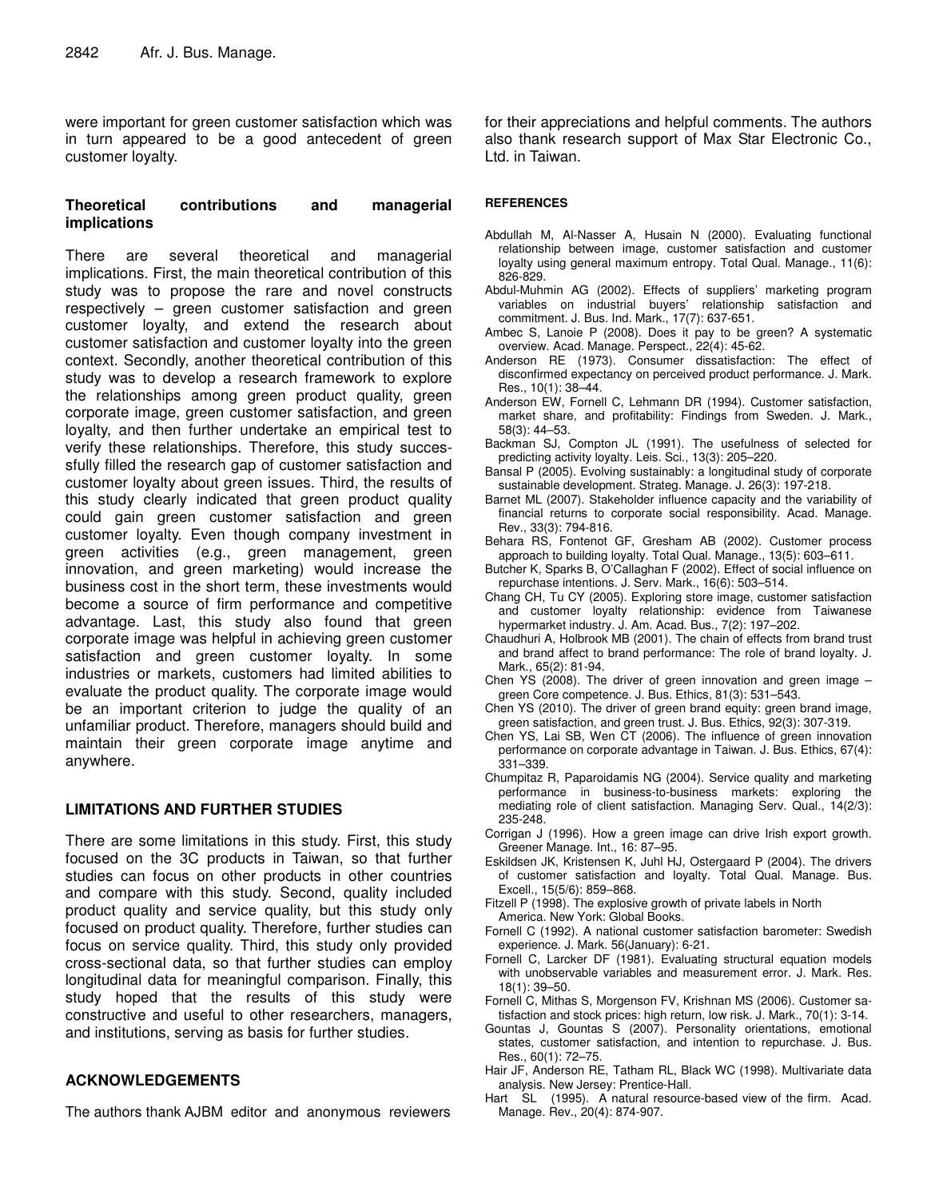were important for green customer satisfaction which was in turn appeared to be a good antecedent of green customer loyalty.

### Theoretical contributions and managerial implications

There are several theoretical and managerial implications. First, the main theoretical contribution of this study was to propose the rare and novel constructs respectively – green customer satisfaction and green customer loyalty, and extend the research about customer satisfaction and customer loyalty into the green context. Secondly, another theoretical contribution of this study was to develop a research framework to explore the relationships among green product quality, green corporate image, green customer satisfaction, and green loyalty, and then further undertake an empirical test to verify these relationships. Therefore, this study successfully filled the research gap of customer satisfaction and customer loyalty about green issues. Third, the results of this study clearly indicated that green product quality could gain green customer satisfaction and green customer loyalty. Even though company investment in green activities (e.g., green management, green innovation, and green marketing) would increase the business cost in the short term, these investments would become a source of firm performance and competitive advantage. Last, this study also found that green corporate image was helpful in achieving green customer satisfaction and green customer loyalty. In some industries or markets, customers had limited abilities to evaluate the product quality. The corporate image would be an important criterion to judge the quality of an unfamiliar product. Therefore, managers should build and maintain their green corporate image anytime and anywhere.

## LIMITATIONS AND FURTHER STUDIES

There are some limitations in this study. First, this study focused on the 3C products in Taiwan, so that further studies can focus on other products in other countries and compare with this study. Second, quality included product quality and service quality, but this study only focused on product quality. Therefore, further studies can focus on service quality. Third, this study only provided cross-sectional data, so that further studies can employ longitudinal data for meaningful comparison. Finally, this study hoped that the results of this study were constructive and useful to other researchers, managers, and institutions, serving as basis for further studies.

## ACKNOWLEDGEMENTS

The authors thank AJBM editor and anonymous reviewers for their appreciations and helpful comments. The authors also thank research support of Max Star Electronic Co., Ltd. in Taiwan.

## REFERENCES

Abdullah M, Al-Nasser A, Husain N (2000). Evaluating functional relationship between image, customer satisfaction and customer loyalty using general maximum entropy. Total Qual. Manage., 11(6): 826-829.

Abdul-Muhmin AG (2002). Effects of suppliers' marketing program variables on industrial buyers' relationship satisfaction and commitment. J. Bus. Ind. Mark., 17(7): 637-651.

Ambec S, Lanoie P (2008). Does it pay to be green? A systematic overview. Acad. Manage. Perspect., 22(4): 45-62.

Anderson RE (1973). Consumer dissatisfaction: The effect of disconfirmed expectancy on perceived product performance. J. Mark. Res., 10(1): 38–44.

Anderson EW, Fornell C, Lehmann DR (1994). Customer satisfaction, market share, and profitability: Findings from Sweden. J. Mark., 58(3): 44–53.

Backman SJ, Compton JL (1991). The usefulness of selected for predicting activity loyalty. Leis. Sci., 13(3): 205–220.

Bansal P (2005). Evolving sustainably: a longitudinal study of corporate sustainable development. Strateg. Manage. J. 26(3): 197-218.

Barnet ML (2007). Stakeholder influence capacity and the variability of financial returns to corporate social responsibility. Acad. Manage. Rev., 33(3): 794-816.

Behara RS, Fontenot GF, Gresham AB (2002). Customer process approach to building loyalty. Total Qual. Manage., 13(5): 603–611.

Butcher K, Sparks B, O'Callaghan F (2002). Effect of social influence on repurchase intentions. J. Serv. Mark., 16(6): 503–514.

Chang CH, Tu CY (2005). Exploring store image, customer satisfaction and customer loyalty relationship: evidence from Taiwanese hypermarket industry. J. Am. Acad. Bus., 7(2): 197–202.

Chaudhuri A, Holbrook MB (2001). The chain of effects from brand trust and brand affect to brand performance: The role of brand loyalty. J. Mark., 65(2): 81-94.

Chen YS (2008). The driver of green innovation and green image – green Core competence. J. Bus. Ethics, 81(3): 531–543.

Chen YS (2010). The driver of green brand equity: green brand image, green satisfaction, and green trust. J. Bus. Ethics, 92(3): 307-319.

Chen YS, Lai SB, Wen CT (2006). The influence of green innovation performance on corporate advantage in Taiwan. J. Bus. Ethics, 67(4): 331–339.

Chumpitaz R, Paparoidamis NG (2004). Service quality and marketing performance in business-to-business markets: exploring the mediating role of client satisfaction. Managing Serv. Qual., 14(2/3): 235-248.

Corrigan J (1996). How a green image can drive Irish export growth. Greener Manage. Int., 16: 87–95.

Eskildsen JK, Kristensen K, Juhl HJ, Ostergaard P (2004). The drivers of customer satisfaction and loyalty. Total Qual. Manage. Bus. Excell., 15(5/6): 859–868.

Fitzell P (1998). The explosive growth of private labels in North America. New York: Global Books.

Fornell C (1992). A national customer satisfaction barometer: Swedish experience. J. Mark. 56(January): 6-21.

Fornell C, Larcker DF (1981). Evaluating structural equation models with unobservable variables and measurement error. J. Mark. Res. 18(1): 39–50.

Fornell C, Mithas S, Morgenson FV, Krishnan MS (2006). Customer satisfaction and stock prices: high return, low risk. J. Mark., 70(1): 3-14.

Gountas J, Gountas S (2007). Personality orientations, emotional states, customer satisfaction, and intention to repurchase. J. Bus. Res., 60(1): 72–75.

Hair JF, Anderson RE, Tatham RL, Black WC (1998). Multivariate data analysis. New Jersey: Prentice-Hall.

Hart SL (1995). A natural resource-based view of the firm. Acad. Manage. Rev., 20(4): 874-907.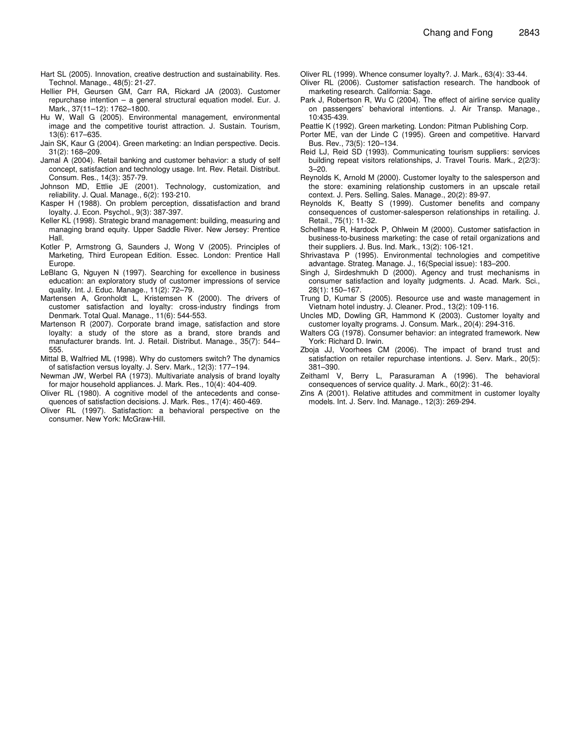Hart SL (2005). Innovation, creative destruction and sustainability. Res. Technol. Manage., 48(5): 21-27.

Hellier PH, Geursen GM, Carr RA, Rickard JA (2003). Customer repurchase intention – a general structural equation model. Eur. J. Mark., 37(11–12): 1762–1800.

Hu W, Wall G (2005). Environmental management, environmental image and the competitive tourist attraction. J. Sustain. Tourism, 13(6): 617–635.

Jain SK, Kaur G (2004). Green marketing: an Indian perspective. Decis. 31(2): 168–209.

Jamal A (2004). Retail banking and customer behavior: a study of self concept, satisfaction and technology usage. Int. Rev. Retail. Distribut. Consum. Res., 14(3): 357-79.

Johnson MD, Ettlie JE (2001). Technology, customization, and reliability. J. Qual. Manage., 6(2): 193-210.

Kasper H (1988). On problem perception, dissatisfaction and brand loyalty. J. Econ. Psychol., 9(3): 387-397.

Keller KL (1998). Strategic brand management: building, measuring and managing brand equity. Upper Saddle River. New Jersey: Prentice Hall.

Kotler P, Armstrong G, Saunders J, Wong V (2005). Principles of Marketing, Third European Edition. Essec. London: Prentice Hall Europe.

LeBlanc G, Nguyen N (1997). Searching for excellence in business education: an exploratory study of customer impressions of service quality. Int. J. Educ. Manage., 11(2): 72–79.

Martensen A, Gronholdt L, Kristemsen K (2000). The drivers of customer satisfaction and loyalty: cross-industry findings from Denmark. Total Qual. Manage., 11(6): 544-553.

Martenson R (2007). Corporate brand image, satisfaction and store loyalty: a study of the store as a brand, store brands and manufacturer brands. Int. J. Retail. Distribut. Manage., 35(7): 544–555.

Mittal B, Walfried ML (1998). Why do customers switch? The dynamics of satisfaction versus loyalty. J. Serv. Mark., 12(3): 177–194.

Newman JW, Werbel RA (1973). Multivariate analysis of brand loyalty for major household appliances. J. Mark. Res., 10(4): 404-409.

Oliver RL (1980). A cognitive model of the antecedents and consequences of satisfaction decisions. J. Mark. Res., 17(4): 460-469.

Oliver RL (1997). Satisfaction: a behavioral perspective on the consumer. New York: McGraw-Hill.

Oliver RL (1999). Whence consumer loyalty?. J. Mark., 63(4): 33-44.

Oliver RL (2006). Customer satisfaction research. The handbook of marketing research. California: Sage.

Park J, Robertson R, Wu C (2004). The effect of airline service quality on passengers' behavioral intentions. J. Air Transp. Manage., 10:435-439.

Peattie K (1992). Green marketing. London: Pitman Publishing Corp.

Porter ME, van der Linde C (1995). Green and competitive. Harvard Bus. Rev., 73(5): 120–134.

Reid LJ, Reid SD (1993). Communicating tourism suppliers: services building repeat visitors relationships, J. Travel Touris. Mark., 2(2/3): 3–20.

Reynolds K, Arnold M (2000). Customer loyalty to the salesperson and the store: examining relationship customers in an upscale retail context. J. Pers. Selling. Sales. Manage., 20(2): 89-97.

Reynolds K, Beatty S (1999). Customer benefits and company consequences of customer-salesperson relationships in retailing. J. Retail., 75(1): 11-32.

Schellhase R, Hardock P, Ohlwein M (2000). Customer satisfaction in business-to-business marketing: the case of retail organizations and their suppliers. J. Bus. Ind. Mark., 13(2): 106-121.

Shrivastava P (1995). Environmental technologies and competitive advantage. Strateg. Manage. J., 16(Special issue): 183–200.

Singh J, Sirdeshmukh D (2000). Agency and trust mechanisms in consumer satisfaction and loyalty judgments. J. Acad. Mark. Sci., 28(1): 150–167.

Trung D, Kumar S (2005). Resource use and waste management in Vietnam hotel industry. J. Cleaner. Prod., 13(2): 109-116.

Uncles MD, Dowling GR, Hammond K (2003). Customer loyalty and customer loyalty programs. J. Consum. Mark., 20(4): 294-316.

Walters CG (1978). Consumer behavior: an integrated framework. New York: Richard D. Irwin.

Zboja JJ, Voorhees CM (2006). The impact of brand trust and satisfaction on retailer repurchase intentions. J. Serv. Mark., 20(5): 381–390.

Zeithaml V, Berry L, Parasuraman A (1996). The behavioral consequences of service quality. J. Mark., 60(2): 31-46.

Zins A (2001). Relative attitudes and commitment in customer loyalty models. Int. J. Serv. Ind. Manage., 12(3): 269-294.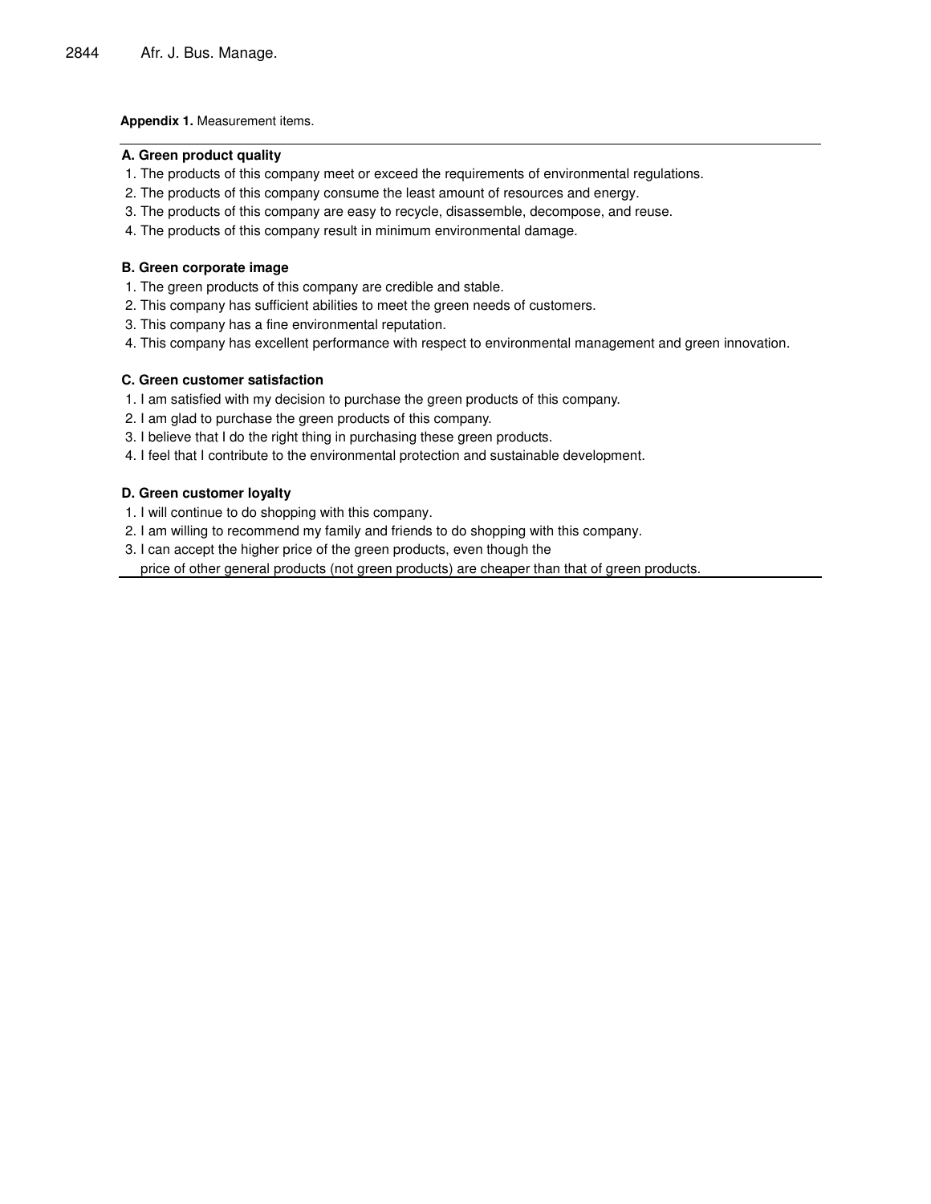**Appendix 1.** Measurement items.

**A. Green product quality**

1. The products of this company meet or exceed the requirements of environmental regulations.
2. The products of this company consume the least amount of resources and energy.
3. The products of this company are easy to recycle, disassemble, decompose, and reuse.
4. The products of this company result in minimum environmental damage.

**B. Green corporate image**

1. The green products of this company are credible and stable.
2. This company has sufficient abilities to meet the green needs of customers.
3. This company has a fine environmental reputation.
4. This company has excellent performance with respect to environmental management and green innovation.

**C. Green customer satisfaction**

1. I am satisfied with my decision to purchase the green products of this company.
2. I am glad to purchase the green products of this company.
3. I believe that I do the right thing in purchasing these green products.
4. I feel that I contribute to the environmental protection and sustainable development.

**D. Green customer loyalty**

1. I will continue to do shopping with this company.
2. I am willing to recommend my family and friends to do shopping with this company.
3. I can accept the higher price of the green products, even though the price of other general products (not green products) are cheaper than that of green products.